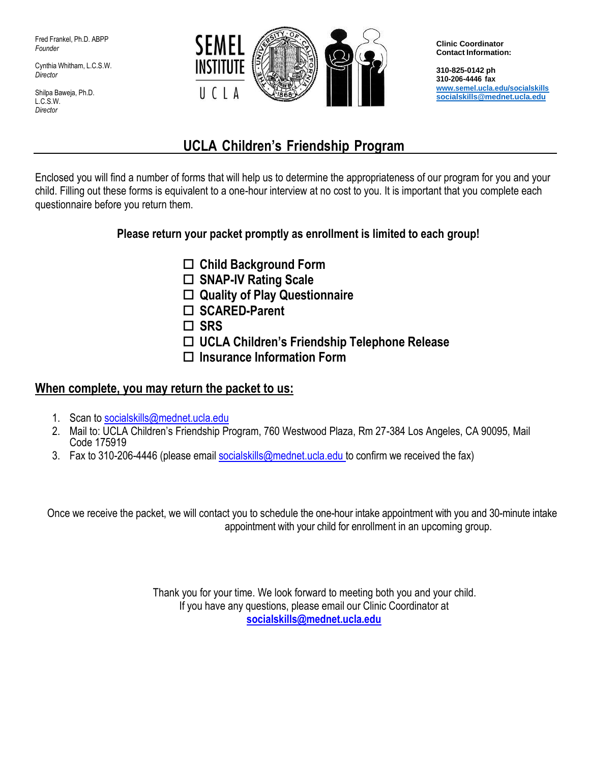Fred Frankel, Ph.D. ABPP
*Founder*

Cynthia Whitham, L.C.S.W.
*Director*

Shilpa Baweja, Ph.D.
L.C.S.W.
*Director*

**Clinic Coordinator**
**Contact Information:**

**310-825-0142 ph**
**310-206-4446 fax**
**www.semel.ucla.edu/socialskills**
**socialskills@mednet.ucla.edu**

## UCLA Children's Friendship Program

Enclosed you will find a number of forms that will help us to determine the appropriateness of our program for you and your child. Filling out these forms is equivalent to a one-hour interview at no cost to you. It is important that you complete each questionnaire before you return them.

**Please return your packet promptly as enrollment is limited to each group!**

- ☐ **Child Background Form**
- ☐ **SNAP-IV Rating Scale**
- ☐ **Quality of Play Questionnaire**
- ☐ **SCARED-Parent**
- ☐ **SRS**
- ☐ **UCLA Children's Friendship Telephone Release**
- ☐ **Insurance Information Form**

### When complete, you may return the packet to us:

1. Scan to socialskills@mednet.ucla.edu
2. Mail to: UCLA Children's Friendship Program, 760 Westwood Plaza, Rm 27-384 Los Angeles, CA 90095, Mail Code 175919
3. Fax to 310-206-4446 (please email socialskills@mednet.ucla.edu to confirm we received the fax)

Once we receive the packet, we will contact you to schedule the one-hour intake appointment with you and 30-minute intake appointment with your child for enrollment in an upcoming group.

Thank you for your time. We look forward to meeting both you and your child.
If you have any questions, please email our Clinic Coordinator at
**socialskills@mednet.ucla.edu**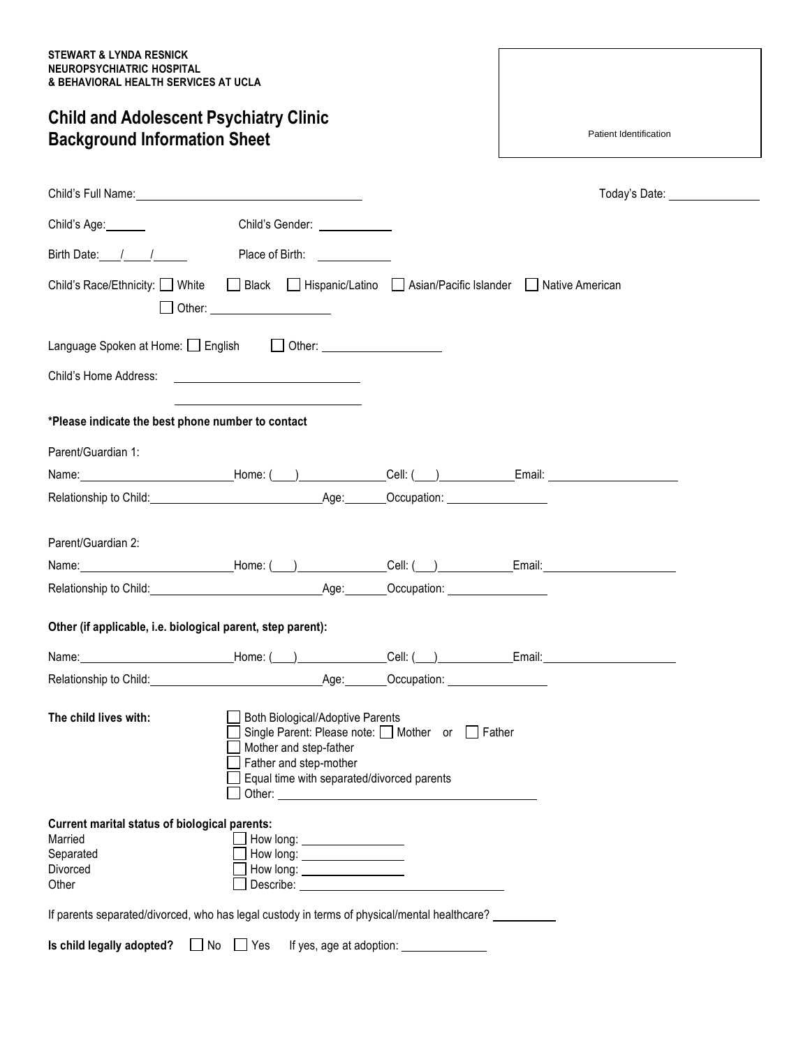**STEWART & LYNDA RESNICK**
**NEUROPSYCHIATRIC HOSPITAL**
**& BEHAVIORAL HEALTH SERVICES AT UCLA**

# Child and Adolescent Psychiatry Clinic Background Information Sheet

Patient Identification

Child's Full Name: ______________________ Today's Date: ____________

Child's Age: ______ Child's Gender: ____________

Birth Date: ___/___/_____ Place of Birth: ____________

Child's Race/Ethnicity: ☐ White ☐ Black ☐ Hispanic/Latino ☐ Asian/Pacific Islander ☐ Native American
☐ Other: ____________________

Language Spoken at Home: ☐ English ☐ Other: ____________________

Child's Home Address: ______________________________
______________________________

**\*Please indicate the best phone number to contact**

Parent/Guardian 1:

Name: ____________________ Home: (___) __________ Cell: (___) __________ Email: ____________________

Relationship to Child: ____________________ Age: ______ Occupation: ______________

Parent/Guardian 2:

Name: ____________________ Home: (___) __________ Cell: (___) __________ Email: ____________________

Relationship to Child: ____________________ Age: ______ Occupation: ______________

**Other (if applicable, i.e. biological parent, step parent):**

Name: ____________________ Home: (___) __________ Cell: (___) __________ Email: ____________________

Relationship to Child: ____________________ Age: ______ Occupation: ______________

**The child lives with:**
- ☐ Both Biological/Adoptive Parents
- ☐ Single Parent: Please note: ☐ Mother or ☐ Father
- ☐ Mother and step-father
- ☐ Father and step-mother
- ☐ Equal time with separated/divorced parents
- ☐ Other: ______________________________

**Current marital status of biological parents:**
- Married ☐ How long: ______________
- Separated ☐ How long: ______________
- Divorced ☐ How long: ______________
- Other ☐ Describe: ______________________________

If parents separated/divorced, who has legal custody in terms of physical/mental healthcare? __________

**Is child legally adopted?** ☐ No ☐ Yes If yes, age at adoption: ____________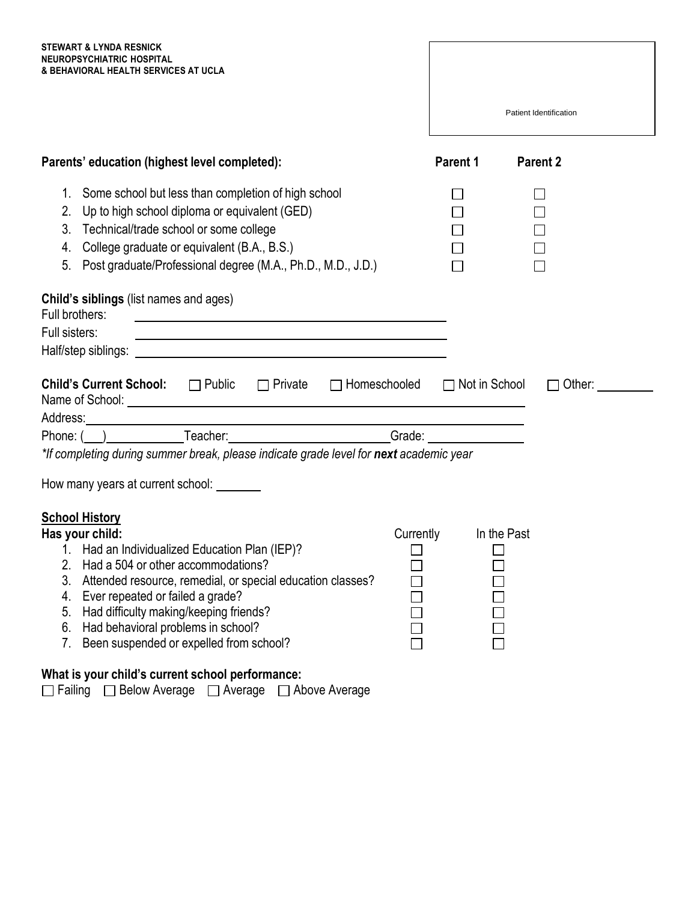**STEWART & LYNDA RESNICK**
**NEUROPSYCHIATRIC HOSPITAL**
**& BEHAVIORAL HEALTH SERVICES AT UCLA**

Patient Identification

| **Parents' education (highest level completed):** | **Parent 1** | **Parent 2** |
|---|---|---|
| 1. Some school but less than completion of high school | ☐ | ☐ |
| 2. Up to high school diploma or equivalent (GED) | ☐ | ☐ |
| 3. Technical/trade school or some college | ☐ | ☐ |
| 4. College graduate or equivalent (B.A., B.S.) | ☐ | ☐ |
| 5. Post graduate/Professional degree (M.A., Ph.D., M.D., J.D.) | ☐ | ☐ |

**Child's siblings** (list names and ages)
Full brothers: ______________________________
Full sisters: ______________________________
Half/step siblings: ______________________________

**Child's Current School:** ☐ Public ☐ Private ☐ Homeschooled ☐ Not in School ☐ Other: ________
Name of School: ______________________________
Address: ______________________________
Phone: (___) __________ Teacher: ____________________ Grade: ____________
*If completing during summer break, please indicate grade level for **next** academic year*

How many years at current school: _______

**<u>School History</u>**

| **Has your child:** | Currently | In the Past |
|---|---|---|
| 1. Had an Individualized Education Plan (IEP)? | ☐ | ☐ |
| 2. Had a 504 or other accommodations? | ☐ | ☐ |
| 3. Attended resource, remedial, or special education classes? | ☐ | ☐ |
| 4. Ever repeated or failed a grade? | ☐ | ☐ |
| 5. Had difficulty making/keeping friends? | ☐ | ☐ |
| 6. Had behavioral problems in school? | ☐ | ☐ |
| 7. Been suspended or expelled from school? | ☐ | ☐ |

**What is your child's current school performance:**
☐ Failing ☐ Below Average ☐ Average ☐ Above Average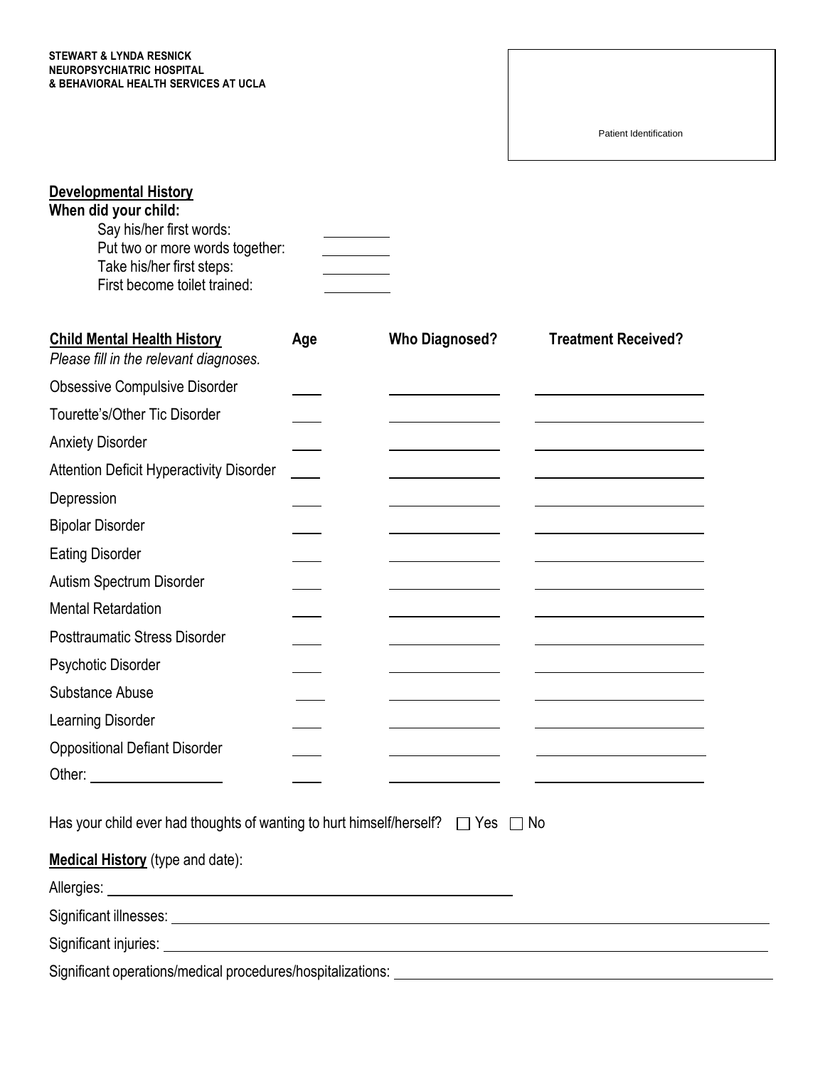**STEWART & LYNDA RESNICK**
**NEUROPSYCHIATRIC HOSPITAL**
**& BEHAVIORAL HEALTH SERVICES AT UCLA**

Patient Identification

## Developmental History

**When did your child:**

- Say his/her first words: ________
- Put two or more words together: ________
- Take his/her first steps: ________
- First become toilet trained: ________

| **Child Mental Health History** *Please fill in the relevant diagnoses.* | **Age** | **Who Diagnosed?** | **Treatment Received?** |
|---|---|---|---|
| Obsessive Compulsive Disorder | | | |
| Tourette's/Other Tic Disorder | | | |
| Anxiety Disorder | | | |
| Attention Deficit Hyperactivity Disorder | | | |
| Depression | | | |
| Bipolar Disorder | | | |
| Eating Disorder | | | |
| Autism Spectrum Disorder | | | |
| Mental Retardation | | | |
| Posttraumatic Stress Disorder | | | |
| Psychotic Disorder | | | |
| Substance Abuse | | | |
| Learning Disorder | | | |
| Oppositional Defiant Disorder | | | |
| Other: ____________ | | | |

Has your child ever had thoughts of wanting to hurt himself/herself? ☐ Yes ☐ No

**Medical History** (type and date):

Allergies: ______________________________

Significant illnesses: ______________________________

Significant injuries: ______________________________

Significant operations/medical procedures/hospitalizations: ______________________________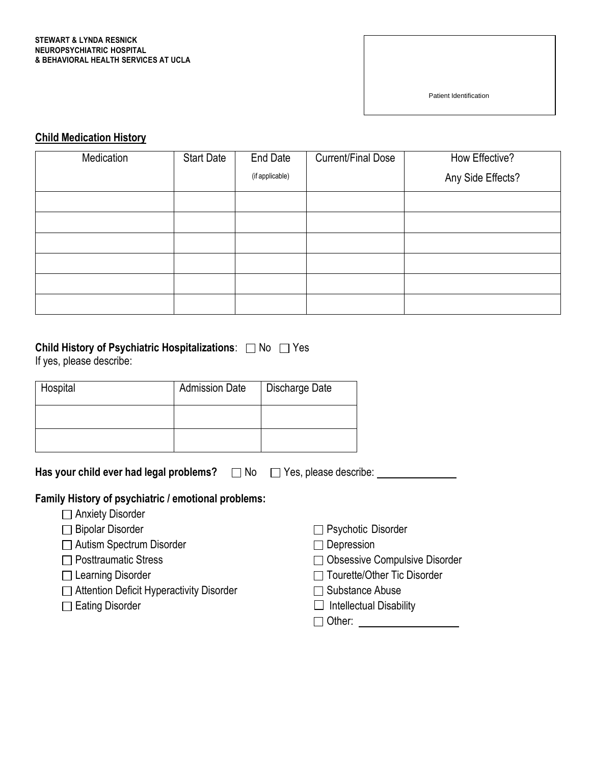**STEWART & LYNDA RESNICK**
**NEUROPSYCHIATRIC HOSPITAL**
**& BEHAVIORAL HEALTH SERVICES AT UCLA**

Patient Identification

## Child Medication History

| Medication | Start Date | End Date (if applicable) | Current/Final Dose | How Effective? Any Side Effects? |
|---|---|---|---|---|
| | | | | |
| | | | | |
| | | | | |
| | | | | |
| | | | | |
| | | | | |

**Child History of Psychiatric Hospitalizations**: ☐ No ☐ Yes
If yes, please describe:

| Hospital | Admission Date | Discharge Date |
|---|---|---|
| | | |
| | | |

**Has your child ever had legal problems?** ☐ No ☐ Yes, please describe: ______________

**Family History of psychiatric / emotional problems:**

- ☐ Anxiety Disorder
- ☐ Bipolar Disorder
- ☐ Autism Spectrum Disorder
- ☐ Posttraumatic Stress
- ☐ Learning Disorder
- ☐ Attention Deficit Hyperactivity Disorder
- ☐ Eating Disorder
- ☐ Psychotic Disorder
- ☐ Depression
- ☐ Obsessive Compulsive Disorder
- ☐ Tourette/Other Tic Disorder
- ☐ Substance Abuse
- ☐ Intellectual Disability
- ☐ Other: ________________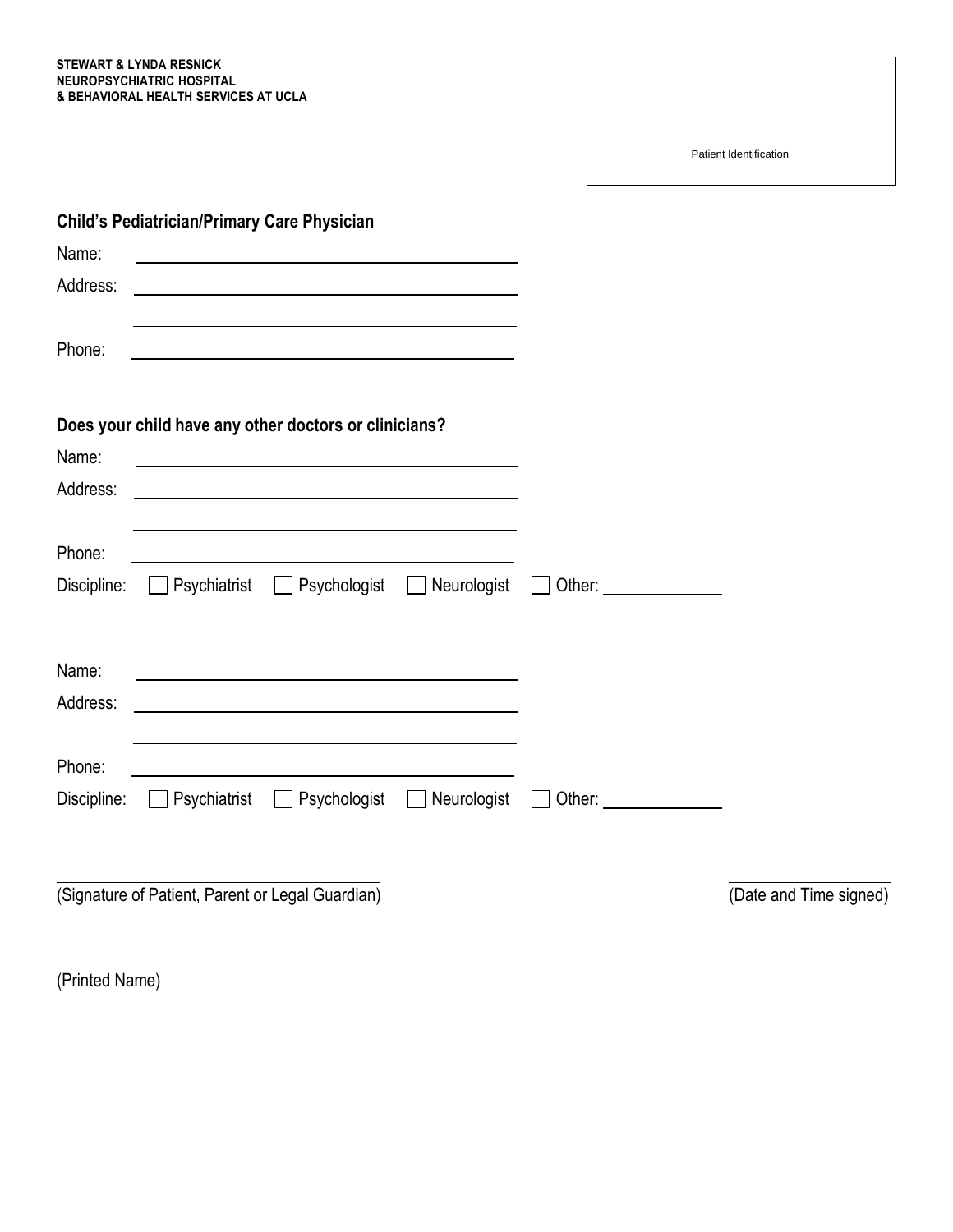**STEWART & LYNDA RESNICK**
**NEUROPSYCHIATRIC HOSPITAL**
**& BEHAVIORAL HEALTH SERVICES AT UCLA**

Patient Identification

### Child's Pediatrician/Primary Care Physician

Name: ______________________________

Address: ______________________________

______________________________

Phone: ______________________________

### Does your child have any other doctors or clinicians?

Name: ______________________________

Address: ______________________________

______________________________

Phone: ______________________________

Discipline: ☐ Psychiatrist ☐ Psychologist ☐ Neurologist ☐ Other: ____________

Name: ______________________________

Address: ______________________________

______________________________

Phone: ______________________________

Discipline: ☐ Psychiatrist ☐ Psychologist ☐ Neurologist ☐ Other: ____________

______________________________
(Signature of Patient, Parent or Legal Guardian)

______________________________
(Date and Time signed)

______________________________
(Printed Name)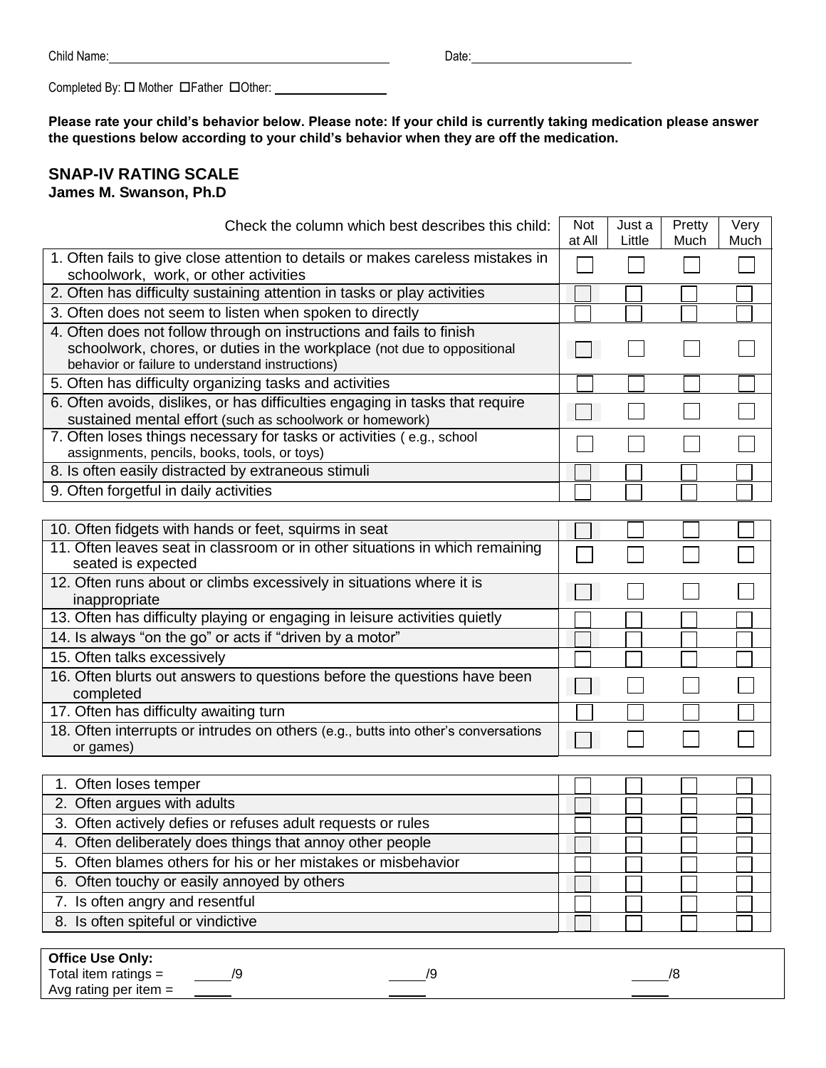Child Name: ____________________________________________ Date: __________________________

Completed By: ☐ Mother ☐Father ☐Other: ________________

**Please rate your child's behavior below. Please note: If your child is currently taking medication please answer the questions below according to your child's behavior when they are off the medication.**

## SNAP-IV RATING SCALE

**James M. Swanson, Ph.D**

| Check the column which best describes this child: | Not at All | Just a Little | Pretty Much | Very Much |
|---|---|---|---|---|
| 1. Often fails to give close attention to details or makes careless mistakes in schoolwork, work, or other activities | ☐ | ☐ | ☐ | ☐ |
| 2. Often has difficulty sustaining attention in tasks or play activities | ☐ | ☐ | ☐ | ☐ |
| 3. Often does not seem to listen when spoken to directly | ☐ | ☐ | ☐ | ☐ |
| 4. Often does not follow through on instructions and fails to finish schoolwork, chores, or duties in the workplace (not due to oppositional behavior or failure to understand instructions) | ☐ | ☐ | ☐ | ☐ |
| 5. Often has difficulty organizing tasks and activities | ☐ | ☐ | ☐ | ☐ |
| 6. Often avoids, dislikes, or has difficulties engaging in tasks that require sustained mental effort (such as schoolwork or homework) | ☐ | ☐ | ☐ | ☐ |
| 7. Often loses things necessary for tasks or activities ( e.g., school assignments, pencils, books, tools, or toys) | ☐ | ☐ | ☐ | ☐ |
| 8. Is often easily distracted by extraneous stimuli | ☐ | ☐ | ☐ | ☐ |
| 9. Often forgetful in daily activities | ☐ | ☐ | ☐ | ☐ |

| | | | | |
|---|---|---|---|---|
| 10. Often fidgets with hands or feet, squirms in seat | ☐ | ☐ | ☐ | ☐ |
| 11. Often leaves seat in classroom or in other situations in which remaining seated is expected | ☐ | ☐ | ☐ | ☐ |
| 12. Often runs about or climbs excessively in situations where it is inappropriate | ☐ | ☐ | ☐ | ☐ |
| 13. Often has difficulty playing or engaging in leisure activities quietly | ☐ | ☐ | ☐ | ☐ |
| 14. Is always "on the go" or acts if "driven by a motor" | ☐ | ☐ | ☐ | ☐ |
| 15. Often talks excessively | ☐ | ☐ | ☐ | ☐ |
| 16. Often blurts out answers to questions before the questions have been completed | ☐ | ☐ | ☐ | ☐ |
| 17. Often has difficulty awaiting turn | ☐ | ☐ | ☐ | ☐ |
| 18. Often interrupts or intrudes on others (e.g., butts into other's conversations or games) | ☐ | ☐ | ☐ | ☐ |

| | | | | |
|---|---|---|---|---|
| 1. Often loses temper | ☐ | ☐ | ☐ | ☐ |
| 2. Often argues with adults | ☐ | ☐ | ☐ | ☐ |
| 3. Often actively defies or refuses adult requests or rules | ☐ | ☐ | ☐ | ☐ |
| 4. Often deliberately does things that annoy other people | ☐ | ☐ | ☐ | ☐ |
| 5. Often blames others for his or her mistakes or misbehavior | ☐ | ☐ | ☐ | ☐ |
| 6. Often touchy or easily annoyed by others | ☐ | ☐ | ☐ | ☐ |
| 7. Is often angry and resentful | ☐ | ☐ | ☐ | ☐ |
| 8. Is often spiteful or vindictive | ☐ | ☐ | ☐ | ☐ |

**Office Use Only:**

| | | | |
|---|---|---|---|
| Total item ratings = | _____/9 | _____/9 | _____/8 |
| Avg rating per item = | _____ | _____ | _____ |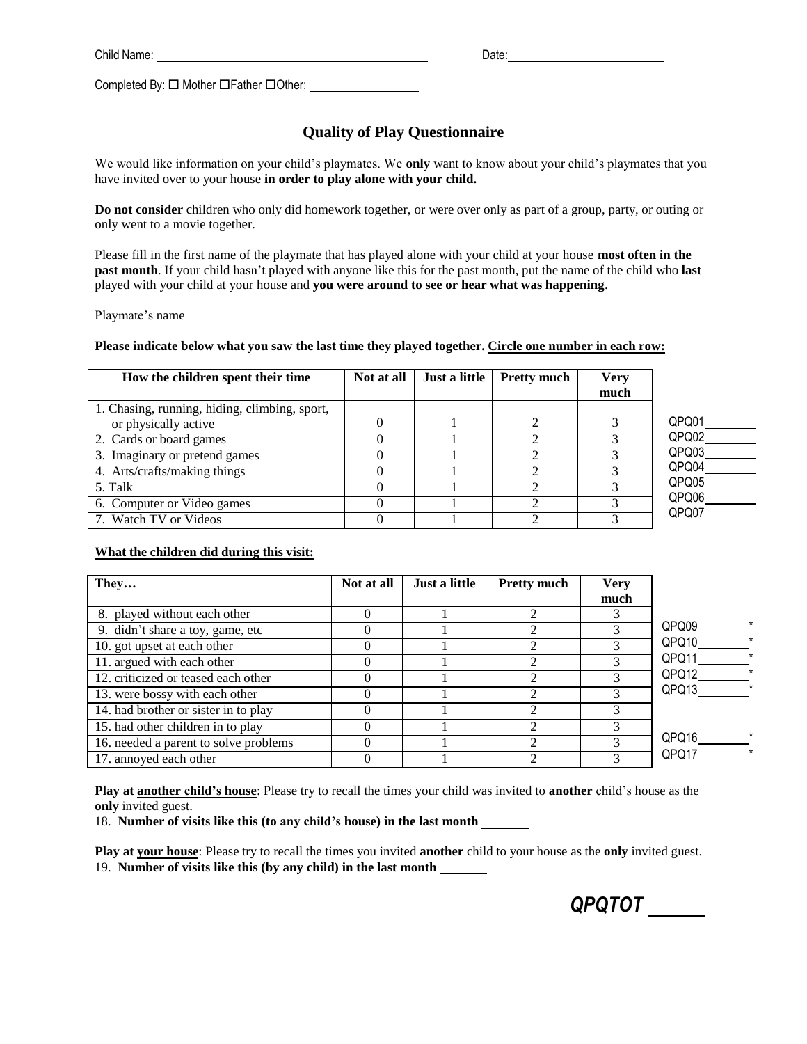Child Name: ______________________________ Date: ____________________

Completed By: ☐ Mother ☐Father ☐Other: ______________

## Quality of Play Questionnaire

We would like information on your child's playmates. We **only** want to know about your child's playmates that you have invited over to your house **in order to play alone with your child.**

**Do not consider** children who only did homework together, or were over only as part of a group, party, or outing or only went to a movie together.

Please fill in the first name of the playmate that has played alone with your child at your house **most often in the past month**. If your child hasn't played with anyone like this for the past month, put the name of the child who **last** played with your child at your house and **you were around to see or hear what was happening**.

Playmate's name ______________________________

**Please indicate below what you saw the last time they played together. Circle one number in each row:**

| How the children spent their time | Not at all | Just a little | Pretty much | Very much | |
|---|---|---|---|---|---|
| 1. Chasing, running, hiding, climbing, sport, or physically active | 0 | 1 | 2 | 3 | QPQ01 ______ |
| 2. Cards or board games | 0 | 1 | 2 | 3 | QPQ02 ______ |
| 3. Imaginary or pretend games | 0 | 1 | 2 | 3 | QPQ03 ______ |
| 4. Arts/crafts/making things | 0 | 1 | 2 | 3 | QPQ04 ______ |
| 5. Talk | 0 | 1 | 2 | 3 | QPQ05 ______ |
| 6. Computer or Video games | 0 | 1 | 2 | 3 | QPQ06 ______ |
| 7. Watch TV or Videos | 0 | 1 | 2 | 3 | QPQ07 ______ |

**What the children did during this visit:**

| They… | Not at all | Just a little | Pretty much | Very much | |
|---|---|---|---|---|---|
| 8. played without each other | 0 | 1 | 2 | 3 | |
| 9. didn't share a toy, game, etc | 0 | 1 | 2 | 3 | QPQ09 ______* |
| 10. got upset at each other | 0 | 1 | 2 | 3 | QPQ10 ______* |
| 11. argued with each other | 0 | 1 | 2 | 3 | QPQ11 ______* |
| 12. criticized or teased each other | 0 | 1 | 2 | 3 | QPQ12 ______* |
| 13. were bossy with each other | 0 | 1 | 2 | 3 | QPQ13 ______* |
| 14. had brother or sister in to play | 0 | 1 | 2 | 3 | |
| 15. had other children in to play | 0 | 1 | 2 | 3 | |
| 16. needed a parent to solve problems | 0 | 1 | 2 | 3 | QPQ16 ______* |
| 17. annoyed each other | 0 | 1 | 2 | 3 | QPQ17 ______* |

**Play at another child's house**: Please try to recall the times your child was invited to **another** child's house as the **only** invited guest.

18. **Number of visits like this (to any child's house) in the last month** ______

**Play at your house**: Please try to recall the times you invited **another** child to your house as the **only** invited guest.

19. **Number of visits like this (by any child) in the last month** ______

***QPQTOT*** ______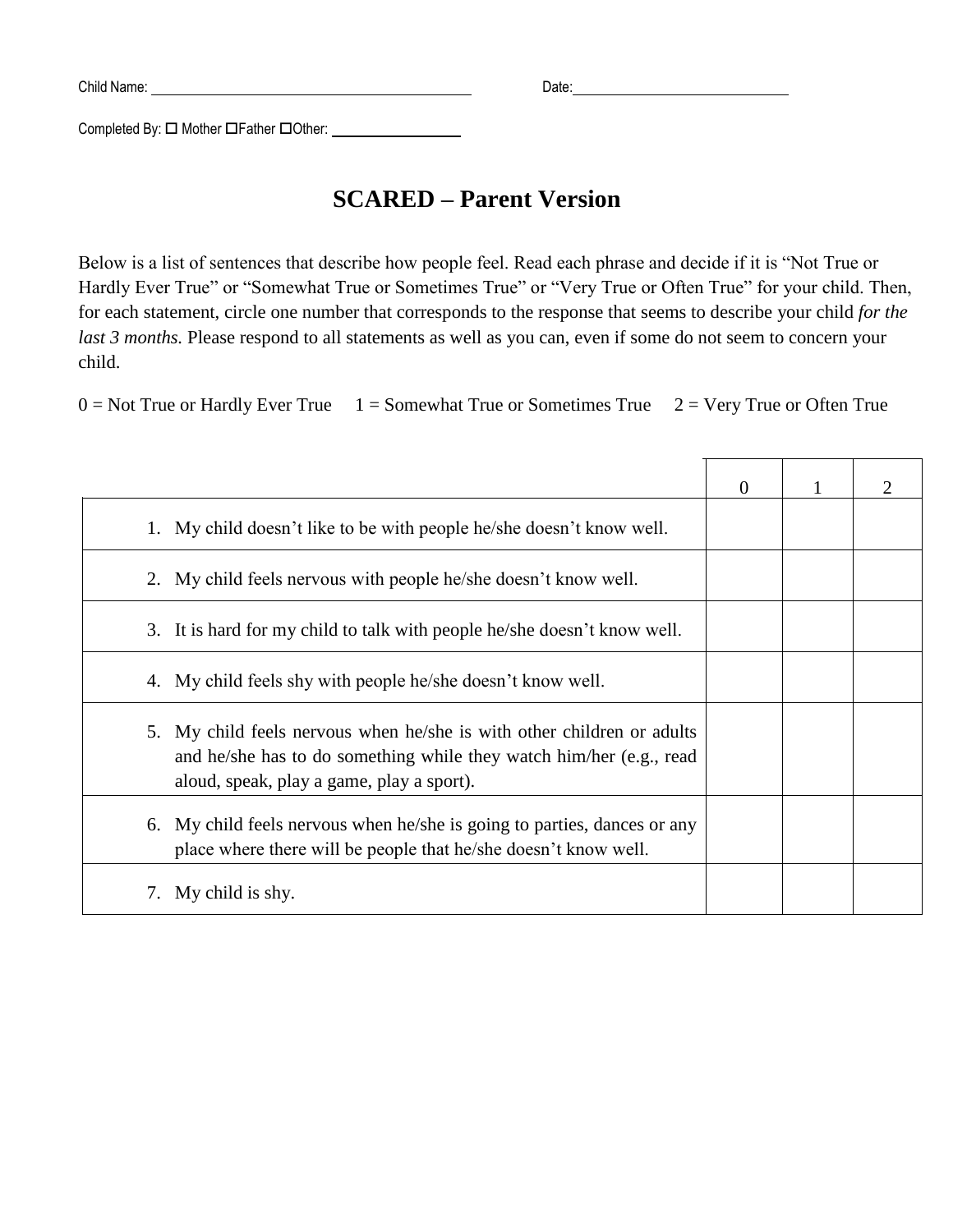Child Name: ______________________________ Date: ______________________

Completed By: ☐ Mother ☐Father ☐Other: ____________

# SCARED – Parent Version

Below is a list of sentences that describe how people feel. Read each phrase and decide if it is "Not True or Hardly Ever True" or "Somewhat True or Sometimes True" or "Very True or Often True" for your child. Then, for each statement, circle one number that corresponds to the response that seems to describe your child *for the last 3 months.* Please respond to all statements as well as you can, even if some do not seem to concern your child.

0 = Not True or Hardly Ever True    1 = Somewhat True or Sometimes True    2 = Very True or Often True

| | 0 | 1 | 2 |
|---|---|---|---|
| 1. My child doesn't like to be with people he/she doesn't know well. | | | |
| 2. My child feels nervous with people he/she doesn't know well. | | | |
| 3. It is hard for my child to talk with people he/she doesn't know well. | | | |
| 4. My child feels shy with people he/she doesn't know well. | | | |
| 5. My child feels nervous when he/she is with other children or adults and he/she has to do something while they watch him/her (e.g., read aloud, speak, play a game, play a sport). | | | |
| 6. My child feels nervous when he/she is going to parties, dances or any place where there will be people that he/she doesn't know well. | | | |
| 7. My child is shy. | | | |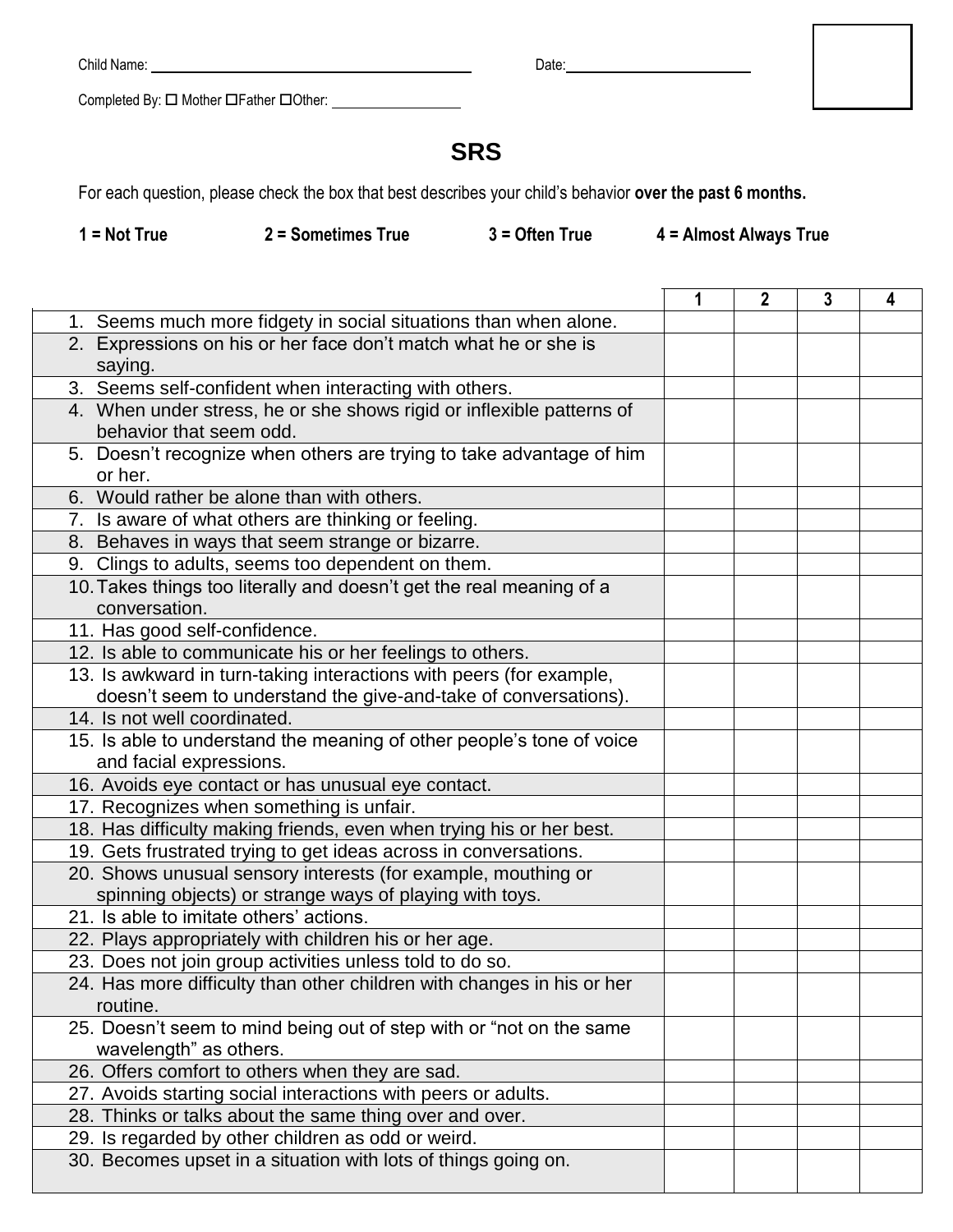Child Name: ______________________ Date: ______________

Completed By: ☐ Mother ☐ Father ☐ Other: __________

# SRS

For each question, please check the box that best describes your child's behavior **over the past 6 months.**

**1 = Not True** **2 = Sometimes True** **3 = Often True** **4 = Almost Always True**

| | 1 | 2 | 3 | 4 |
|---|---|---|---|---|
| 1. Seems much more fidgety in social situations than when alone. | | | | |
| 2. Expressions on his or her face don't match what he or she is saying. | | | | |
| 3. Seems self-confident when interacting with others. | | | | |
| 4. When under stress, he or she shows rigid or inflexible patterns of behavior that seem odd. | | | | |
| 5. Doesn't recognize when others are trying to take advantage of him or her. | | | | |
| 6. Would rather be alone than with others. | | | | |
| 7. Is aware of what others are thinking or feeling. | | | | |
| 8. Behaves in ways that seem strange or bizarre. | | | | |
| 9. Clings to adults, seems too dependent on them. | | | | |
| 10. Takes things too literally and doesn't get the real meaning of a conversation. | | | | |
| 11. Has good self-confidence. | | | | |
| 12. Is able to communicate his or her feelings to others. | | | | |
| 13. Is awkward in turn-taking interactions with peers (for example, doesn't seem to understand the give-and-take of conversations). | | | | |
| 14. Is not well coordinated. | | | | |
| 15. Is able to understand the meaning of other people's tone of voice and facial expressions. | | | | |
| 16. Avoids eye contact or has unusual eye contact. | | | | |
| 17. Recognizes when something is unfair. | | | | |
| 18. Has difficulty making friends, even when trying his or her best. | | | | |
| 19. Gets frustrated trying to get ideas across in conversations. | | | | |
| 20. Shows unusual sensory interests (for example, mouthing or spinning objects) or strange ways of playing with toys. | | | | |
| 21. Is able to imitate others' actions. | | | | |
| 22. Plays appropriately with children his or her age. | | | | |
| 23. Does not join group activities unless told to do so. | | | | |
| 24. Has more difficulty than other children with changes in his or her routine. | | | | |
| 25. Doesn't seem to mind being out of step with or "not on the same wavelength" as others. | | | | |
| 26. Offers comfort to others when they are sad. | | | | |
| 27. Avoids starting social interactions with peers or adults. | | | | |
| 28. Thinks or talks about the same thing over and over. | | | | |
| 29. Is regarded by other children as odd or weird. | | | | |
| 30. Becomes upset in a situation with lots of things going on. | | | | |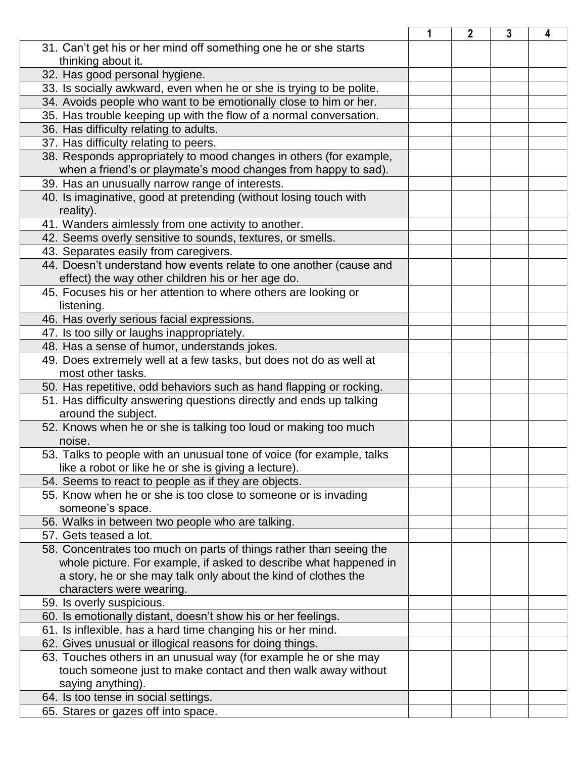| | 1 | 2 | 3 | 4 |
|---|---|---|---|---|
| 31. Can't get his or her mind off something one he or she starts thinking about it. | | | | |
| 32. Has good personal hygiene. | | | | |
| 33. Is socially awkward, even when he or she is trying to be polite. | | | | |
| 34. Avoids people who want to be emotionally close to him or her. | | | | |
| 35. Has trouble keeping up with the flow of a normal conversation. | | | | |
| 36. Has difficulty relating to adults. | | | | |
| 37. Has difficulty relating to peers. | | | | |
| 38. Responds appropriately to mood changes in others (for example, when a friend's or playmate's mood changes from happy to sad). | | | | |
| 39. Has an unusually narrow range of interests. | | | | |
| 40. Is imaginative, good at pretending (without losing touch with reality). | | | | |
| 41. Wanders aimlessly from one activity to another. | | | | |
| 42. Seems overly sensitive to sounds, textures, or smells. | | | | |
| 43. Separates easily from caregivers. | | | | |
| 44. Doesn't understand how events relate to one another (cause and effect) the way other children his or her age do. | | | | |
| 45. Focuses his or her attention to where others are looking or listening. | | | | |
| 46. Has overly serious facial expressions. | | | | |
| 47. Is too silly or laughs inappropriately. | | | | |
| 48. Has a sense of humor, understands jokes. | | | | |
| 49. Does extremely well at a few tasks, but does not do as well at most other tasks. | | | | |
| 50. Has repetitive, odd behaviors such as hand flapping or rocking. | | | | |
| 51. Has difficulty answering questions directly and ends up talking around the subject. | | | | |
| 52. Knows when he or she is talking too loud or making too much noise. | | | | |
| 53. Talks to people with an unusual tone of voice (for example, talks like a robot or like he or she is giving a lecture). | | | | |
| 54. Seems to react to people as if they are objects. | | | | |
| 55. Know when he or she is too close to someone or is invading someone's space. | | | | |
| 56. Walks in between two people who are talking. | | | | |
| 57. Gets teased a lot. | | | | |
| 58. Concentrates too much on parts of things rather than seeing the whole picture. For example, if asked to describe what happened in a story, he or she may talk only about the kind of clothes the characters were wearing. | | | | |
| 59. Is overly suspicious. | | | | |
| 60. Is emotionally distant, doesn't show his or her feelings. | | | | |
| 61. Is inflexible, has a hard time changing his or her mind. | | | | |
| 62. Gives unusual or illogical reasons for doing things. | | | | |
| 63. Touches others in an unusual way (for example he or she may touch someone just to make contact and then walk away without saying anything). | | | | |
| 64. Is too tense in social settings. | | | | |
| 65. Stares or gazes off into space. | | | | |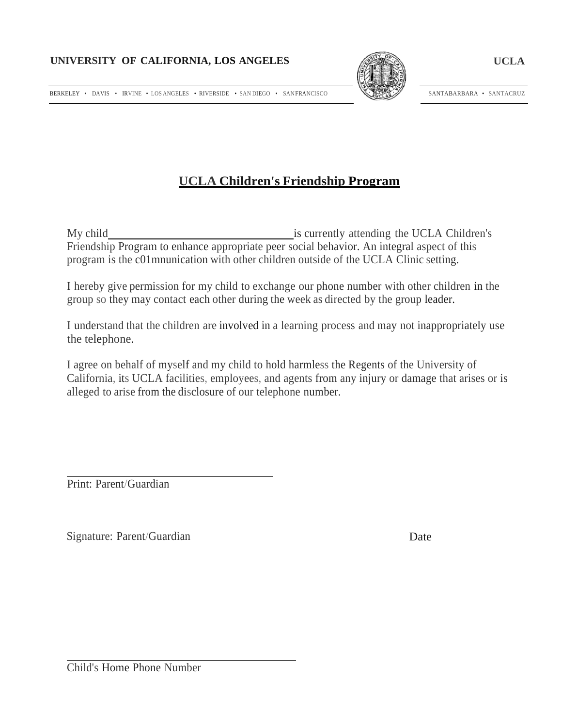**UNIVERSITY OF CALIFORNIA, LOS ANGELES** **UCLA**

BERKELEY • DAVIS • IRVINE • LOS ANGELES • RIVERSIDE • SAN DIEGO • SAN FRANCISCO SANTA BARBARA • SANTA CRUZ

# UCLA Children's Friendship Program

My child ________________________________ is currently attending the UCLA Children's Friendship Program to enhance appropriate peer social behavior. An integral aspect of this program is the c01mnunication with other children outside of the UCLA Clinic setting.

I hereby give permission for my child to exchange our phone number with other children in the group so they may contact each other during the week as directed by the group leader.

I understand that the children are involved in a learning process and may not inappropriately use the telephone.

I agree on behalf of myself and my child to hold harmless the Regents of the University of California, its UCLA facilities, employees, and agents from any injury or damage that arises or is alleged to arise from the disclosure of our telephone number.

________________________________
Print: Parent/Guardian

________________________________ ________________
Signature: Parent/Guardian Date

________________________________
Child's Home Phone Number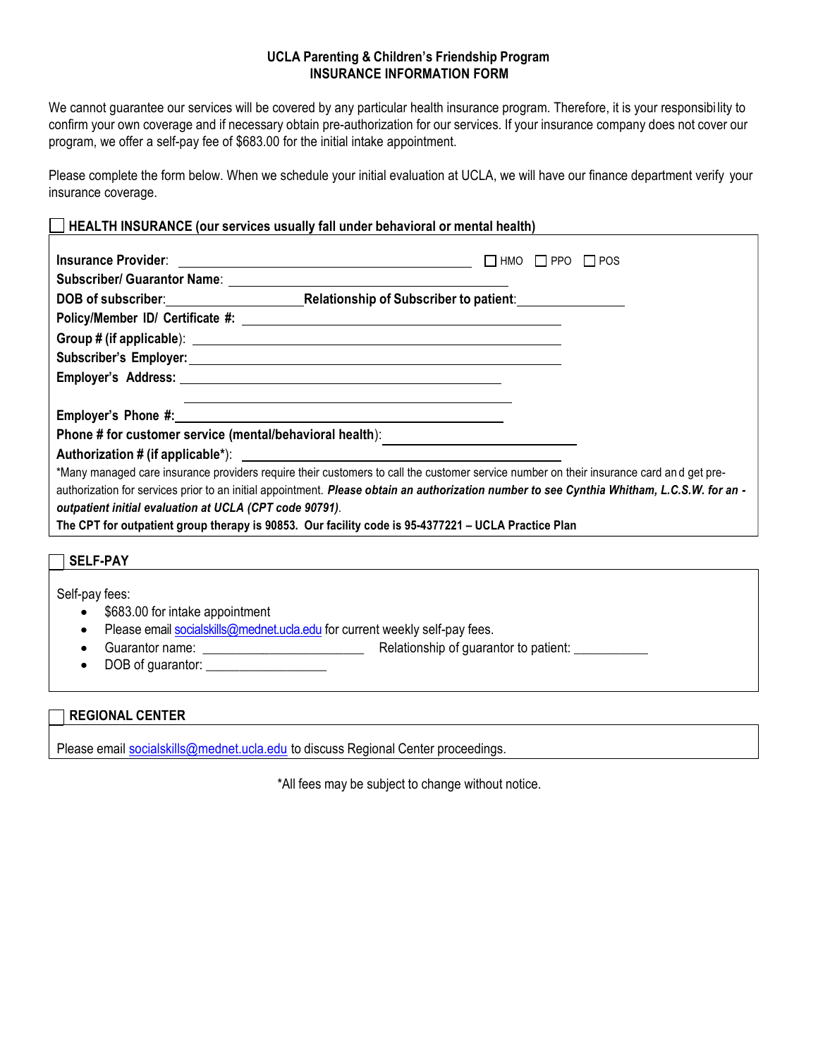# UCLA Parenting & Children's Friendship Program
## INSURANCE INFORMATION FORM

We cannot guarantee our services will be covered by any particular health insurance program. Therefore, it is your responsibility to confirm your own coverage and if necessary obtain pre-authorization for our services. If your insurance company does not cover our program, we offer a self-pay fee of $683.00 for the initial intake appointment.

Please complete the form below. When we schedule your initial evaluation at UCLA, we will have our finance department verify your insurance coverage.

☐ **HEALTH INSURANCE (our services usually fall under behavioral or mental health)**

**Insurance Provider**: ______________________________ ☐ HMO ☐ PPO ☐ POS

**Subscriber/ Guarantor Name**: ______________________________

**DOB of subscriber**:______________ **Relationship of Subscriber to patient**:______________

**Policy/Member ID/ Certificate #:** ______________________________

**Group # (if applicable)**: ______________________________

**Subscriber's Employer:** ______________________________

**Employer's Address:** ______________________________

______________________________

**Employer's Phone #:**______________________________

**Phone # for customer service (mental/behavioral health)**: ______________________________

**Authorization # (if applicable*)**: ______________________________

*Many managed care insurance providers require their customers to call the customer service number on their insurance card and get pre-authorization for services prior to an initial appointment. ***Please obtain an authorization number to see Cynthia Whitham, L.C.S.W. for an - outpatient initial evaluation at UCLA (CPT code 90791)***.

**The CPT for outpatient group therapy is 90853. Our facility code is 95-4377221 – UCLA Practice Plan**

☐ **SELF-PAY**

Self-pay fees:

- $683.00 for intake appointment
- Please email socialskills@mednet.ucla.edu for current weekly self-pay fees.
- Guarantor name: ______________________ Relationship of guarantor to patient: ___________
- DOB of guarantor: __________________

☐ **REGIONAL CENTER**

Please email socialskills@mednet.ucla.edu to discuss Regional Center proceedings.

*All fees may be subject to change without notice.